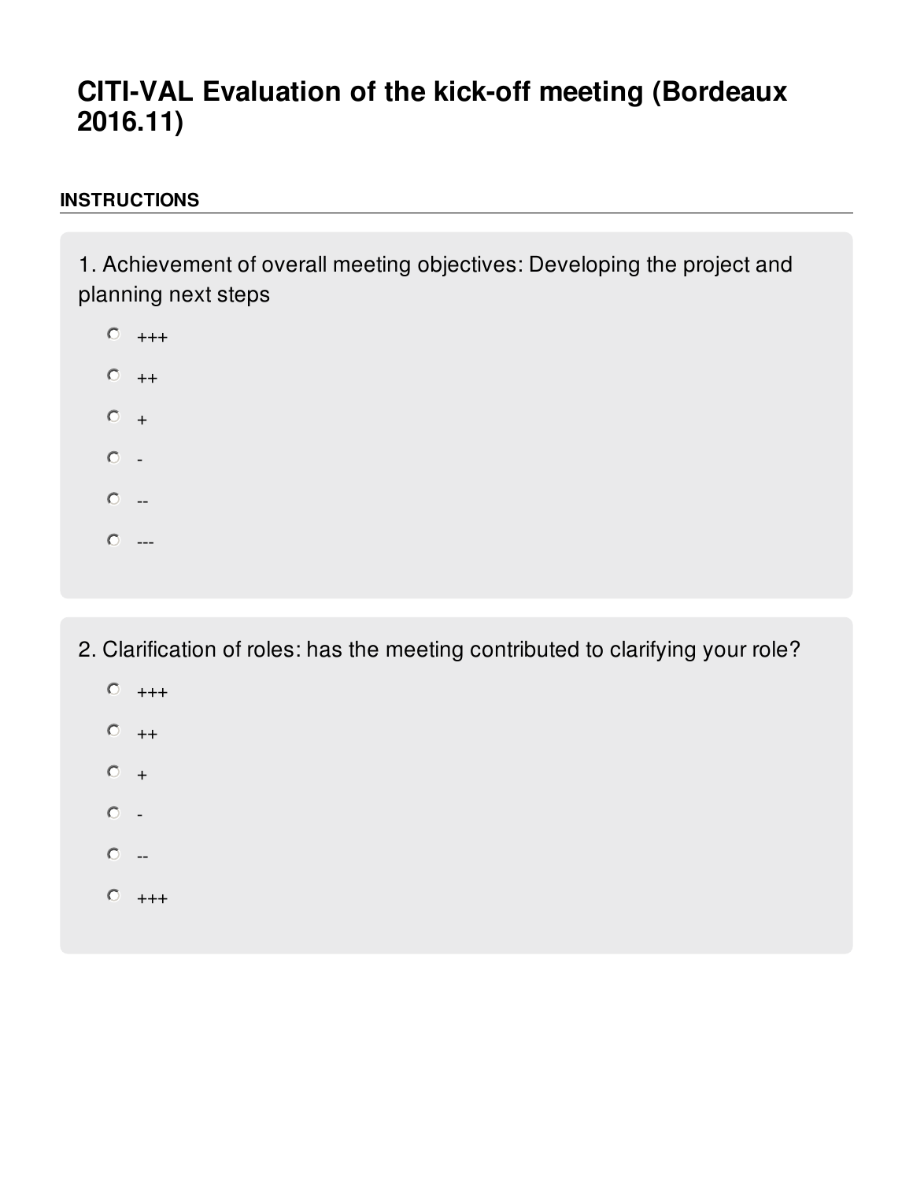# CITI-VAL Evaluation of the kick-off meeting (Bordeaux 2016.11)

**INSTRUCTIONS**

1. Achievement of overall meeting objectives: Developing the project and planning next steps

- ○ +++
- ○ ++
- ○ +
- ○ -
- ○ --
- ○ ---

2. Clarification of roles: has the meeting contributed to clarifying your role?

- ○ +++
- ○ ++
- ○ +
- ○ -
- ○ --
- ○ +++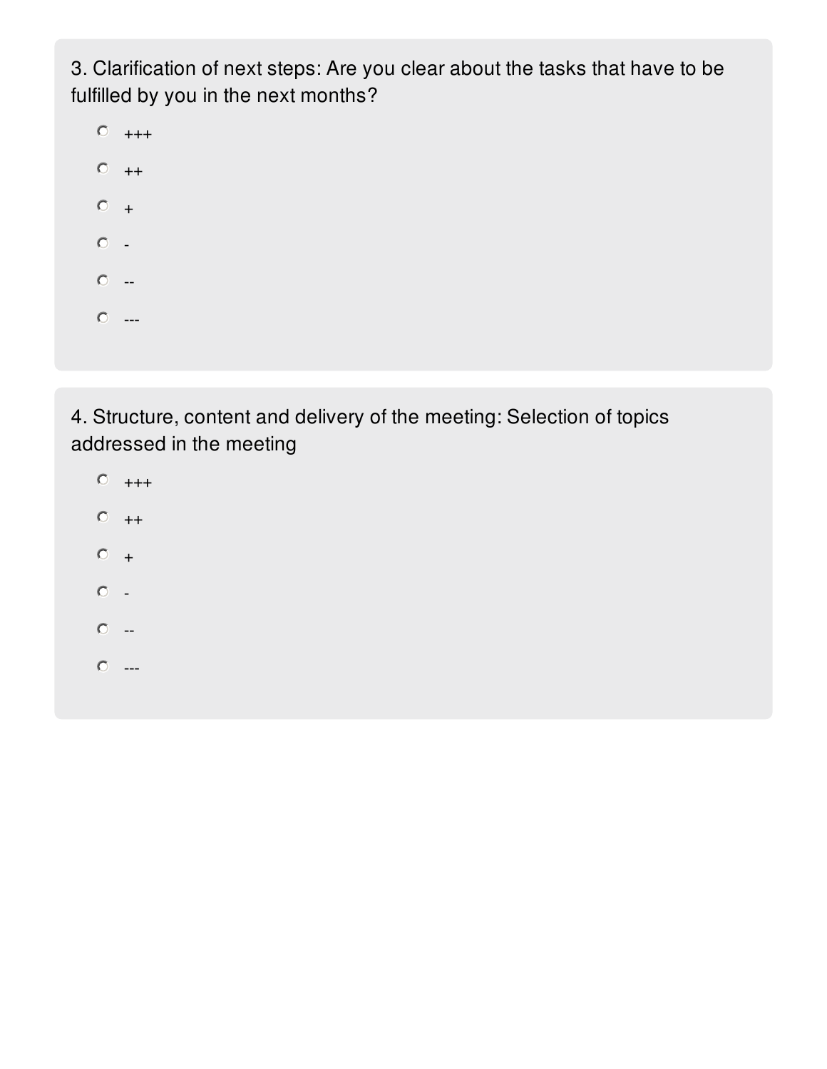3. Clarification of next steps: Are you clear about the tasks that have to be fulfilled by you in the next months?

- ○ +++
- ○ ++
- ○ +
- ○ -
- ○ --
- ○ ---

4. Structure, content and delivery of the meeting: Selection of topics addressed in the meeting

- ○ +++
- ○ ++
- ○ +
- ○ -
- ○ --
- ○ ---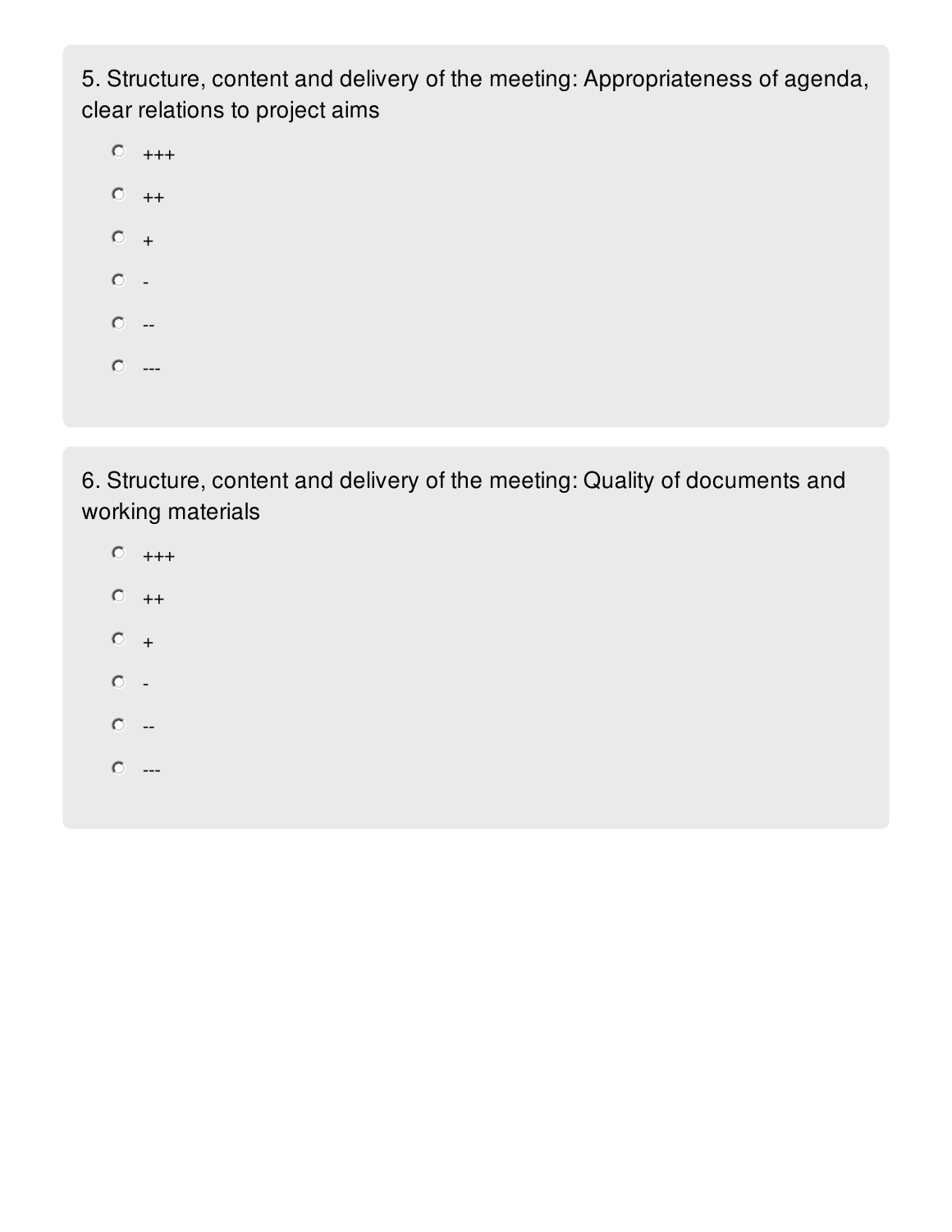5. Structure, content and delivery of the meeting: Appropriateness of agenda, clear relations to project aims

- ○ +++
- ○ ++
- ○ +
- ○ -
- ○ --
- ○ ---

6. Structure, content and delivery of the meeting: Quality of documents and working materials

- ○ +++
- ○ ++
- ○ +
- ○ -
- ○ --
- ○ ---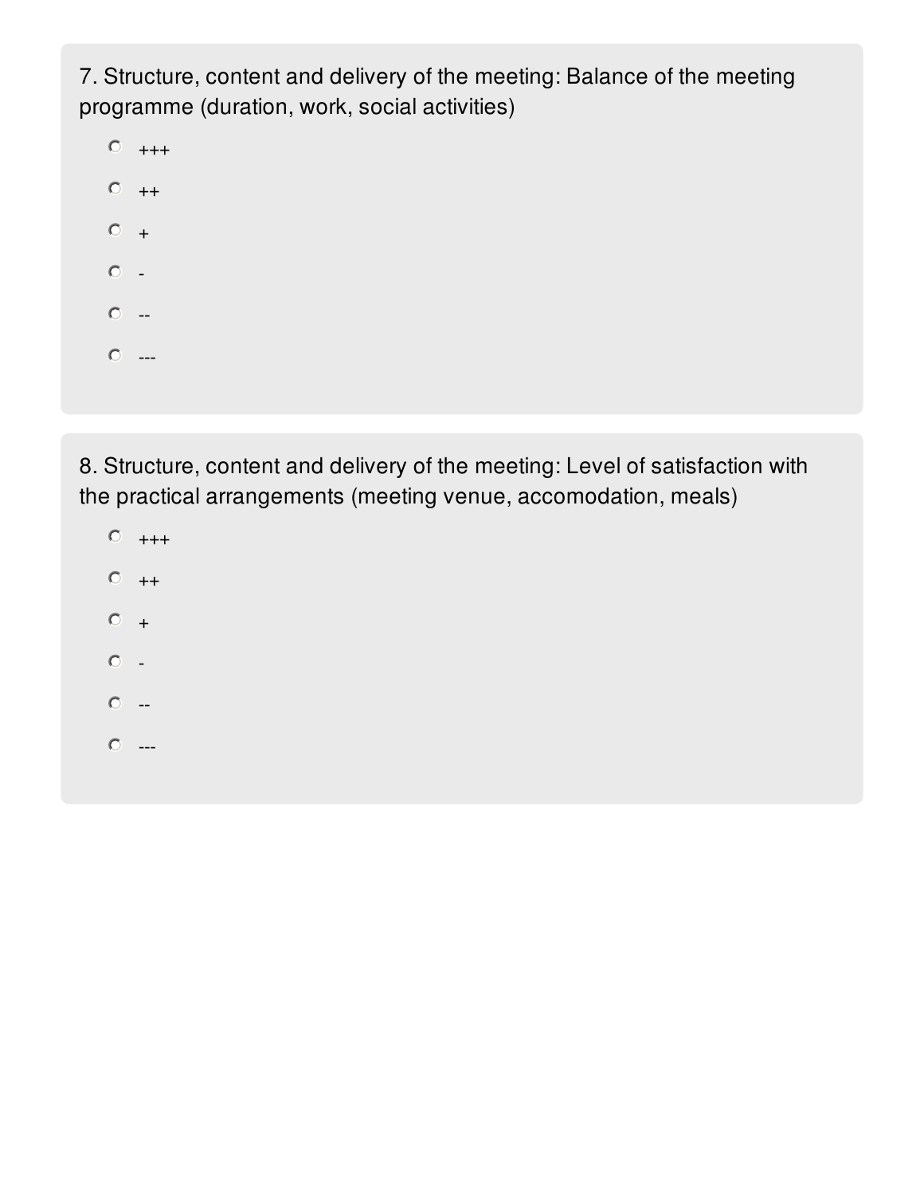7. Structure, content and delivery of the meeting: Balance of the meeting programme (duration, work, social activities)

○ +++

○ ++

○ +

○ -

○ --

○ ---

8. Structure, content and delivery of the meeting: Level of satisfaction with the practical arrangements (meeting venue, accomodation, meals)

○ +++

○ ++

○ +

○ -

○ --

○ ---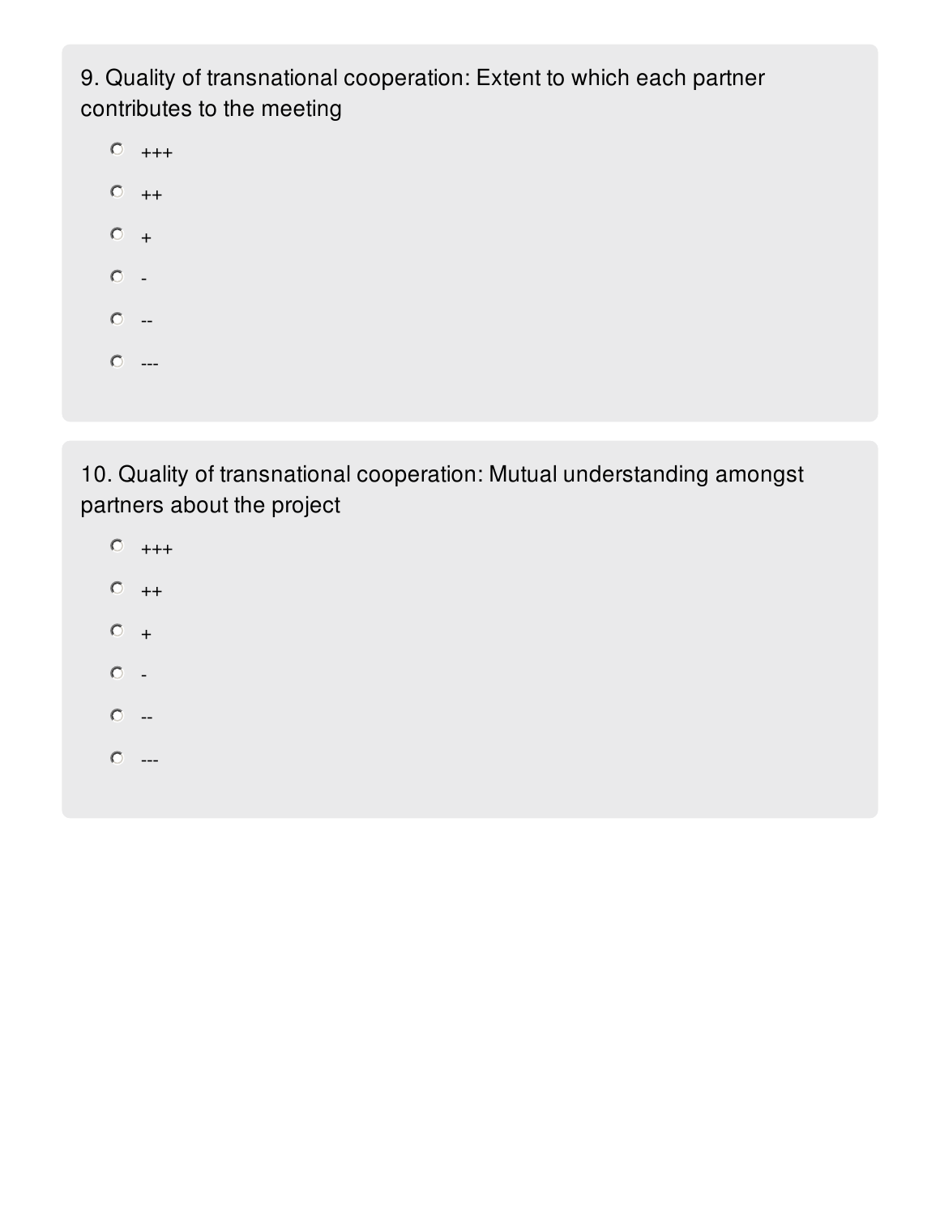9. Quality of transnational cooperation: Extent to which each partner contributes to the meeting

- ○ +++
- ○ ++
- ○ +
- ○ -
- ○ --
- ○ ---

10. Quality of transnational cooperation: Mutual understanding amongst partners about the project

- ○ +++
- ○ ++
- ○ +
- ○ -
- ○ --
- ○ ---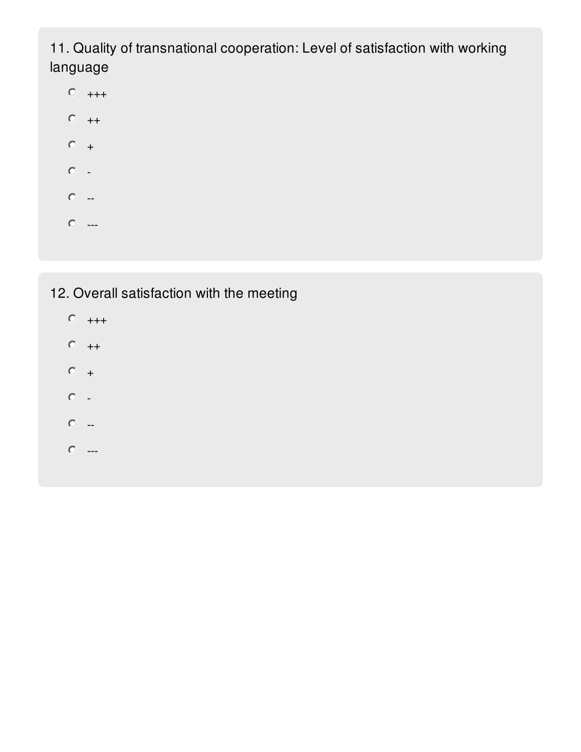11. Quality of transnational cooperation: Level of satisfaction with working language

- ○ +++
- ○ ++
- ○ +
- ○ -
- ○ --
- ○ ---

12. Overall satisfaction with the meeting

- ○ +++
- ○ ++
- ○ +
- ○ -
- ○ --
- ○ ---